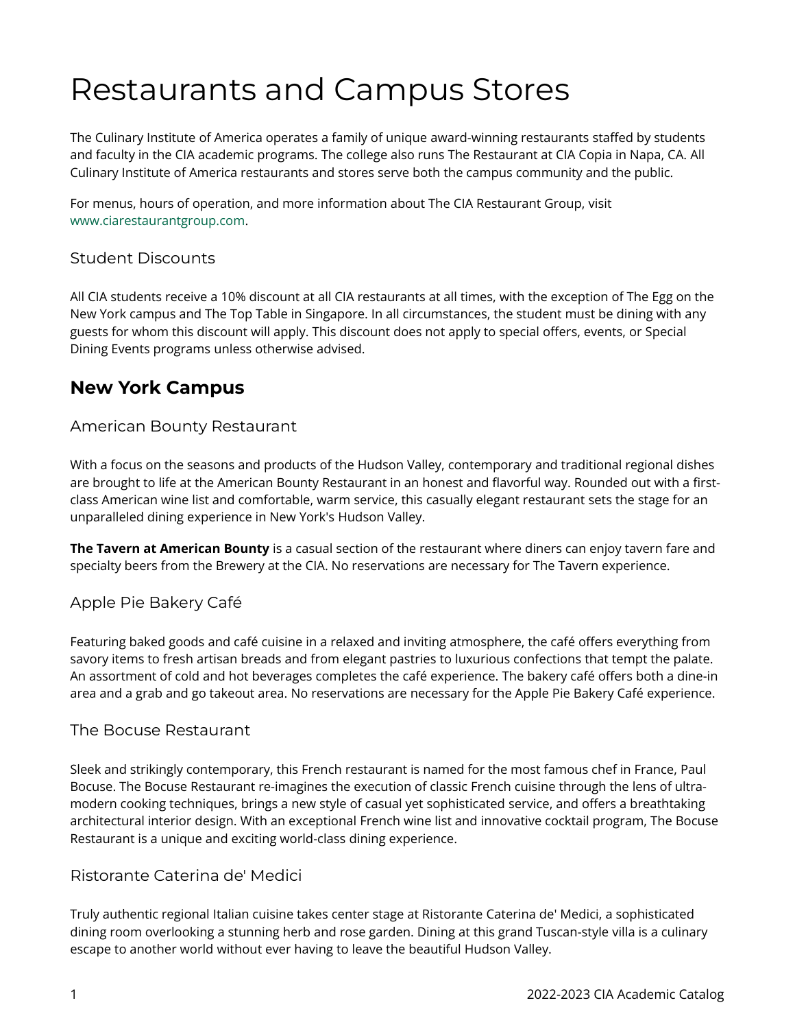# Restaurants and Campus Stores

The Culinary Institute of America operates a family of unique award-winning restaurants staffed by students and faculty in the CIA academic programs. The college also runs The Restaurant at CIA Copia in Napa, CA. All Culinary Institute of America restaurants and stores serve both the campus community and the public.

For menus, hours of operation, and more information about The CIA Restaurant Group, visit www.ciarestaurantgroup.com.

### Student Discounts

All CIA students receive a 10% discount at all CIA restaurants at all times, with the exception of The Egg on the New York campus and The Top Table in Singapore. In all circumstances, the student must be dining with any guests for whom this discount will apply. This discount does not apply to special offers, events, or Special Dining Events programs unless otherwise advised.

## New York Campus

### American Bounty Restaurant

With a focus on the seasons and products of the Hudson Valley, contemporary and traditional regional dishes are brought to life at the American Bounty Restaurant in an honest and flavorful way. Rounded out with a first-class American wine list and comfortable, warm service, this casually elegant restaurant sets the stage for an unparalleled dining experience in New York's Hudson Valley.

**The Tavern at American Bounty** is a casual section of the restaurant where diners can enjoy tavern fare and specialty beers from the Brewery at the CIA. No reservations are necessary for The Tavern experience.

### Apple Pie Bakery Café

Featuring baked goods and café cuisine in a relaxed and inviting atmosphere, the café offers everything from savory items to fresh artisan breads and from elegant pastries to luxurious confections that tempt the palate. An assortment of cold and hot beverages completes the café experience. The bakery café offers both a dine-in area and a grab and go takeout area. No reservations are necessary for the Apple Pie Bakery Café experience.

### The Bocuse Restaurant

Sleek and strikingly contemporary, this French restaurant is named for the most famous chef in France, Paul Bocuse. The Bocuse Restaurant re-imagines the execution of classic French cuisine through the lens of ultra-modern cooking techniques, brings a new style of casual yet sophisticated service, and offers a breathtaking architectural interior design. With an exceptional French wine list and innovative cocktail program, The Bocuse Restaurant is a unique and exciting world-class dining experience.

### Ristorante Caterina de' Medici

Truly authentic regional Italian cuisine takes center stage at Ristorante Caterina de' Medici, a sophisticated dining room overlooking a stunning herb and rose garden. Dining at this grand Tuscan-style villa is a culinary escape to another world without ever having to leave the beautiful Hudson Valley.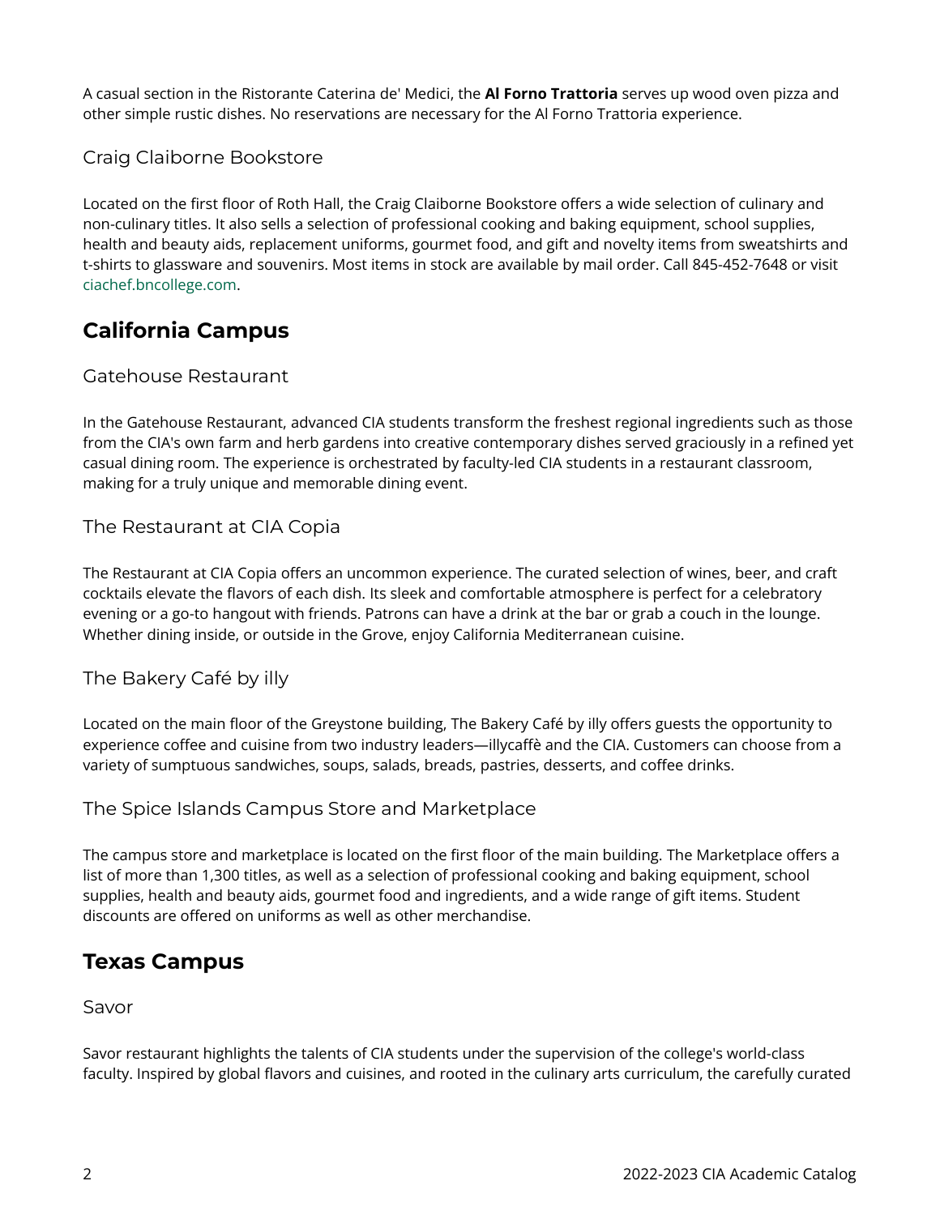A casual section in the Ristorante Caterina de' Medici, the **Al Forno Trattoria** serves up wood oven pizza and other simple rustic dishes. No reservations are necessary for the Al Forno Trattoria experience.

### Craig Claiborne Bookstore

Located on the first floor of Roth Hall, the Craig Claiborne Bookstore offers a wide selection of culinary and non-culinary titles. It also sells a selection of professional cooking and baking equipment, school supplies, health and beauty aids, replacement uniforms, gourmet food, and gift and novelty items from sweatshirts and t-shirts to glassware and souvenirs. Most items in stock are available by mail order. Call 845-452-7648 or visit ciachef.bncollege.com.

## California Campus

### Gatehouse Restaurant

In the Gatehouse Restaurant, advanced CIA students transform the freshest regional ingredients such as those from the CIA's own farm and herb gardens into creative contemporary dishes served graciously in a refined yet casual dining room. The experience is orchestrated by faculty-led CIA students in a restaurant classroom, making for a truly unique and memorable dining event.

### The Restaurant at CIA Copia

The Restaurant at CIA Copia offers an uncommon experience. The curated selection of wines, beer, and craft cocktails elevate the flavors of each dish. Its sleek and comfortable atmosphere is perfect for a celebratory evening or a go-to hangout with friends. Patrons can have a drink at the bar or grab a couch in the lounge. Whether dining inside, or outside in the Grove, enjoy California Mediterranean cuisine.

### The Bakery Café by illy

Located on the main floor of the Greystone building, The Bakery Café by illy offers guests the opportunity to experience coffee and cuisine from two industry leaders—illycaffè and the CIA. Customers can choose from a variety of sumptuous sandwiches, soups, salads, breads, pastries, desserts, and coffee drinks.

### The Spice Islands Campus Store and Marketplace

The campus store and marketplace is located on the first floor of the main building. The Marketplace offers a list of more than 1,300 titles, as well as a selection of professional cooking and baking equipment, school supplies, health and beauty aids, gourmet food and ingredients, and a wide range of gift items. Student discounts are offered on uniforms as well as other merchandise.

## Texas Campus

### Savor

Savor restaurant highlights the talents of CIA students under the supervision of the college's world-class faculty. Inspired by global flavors and cuisines, and rooted in the culinary arts curriculum, the carefully curated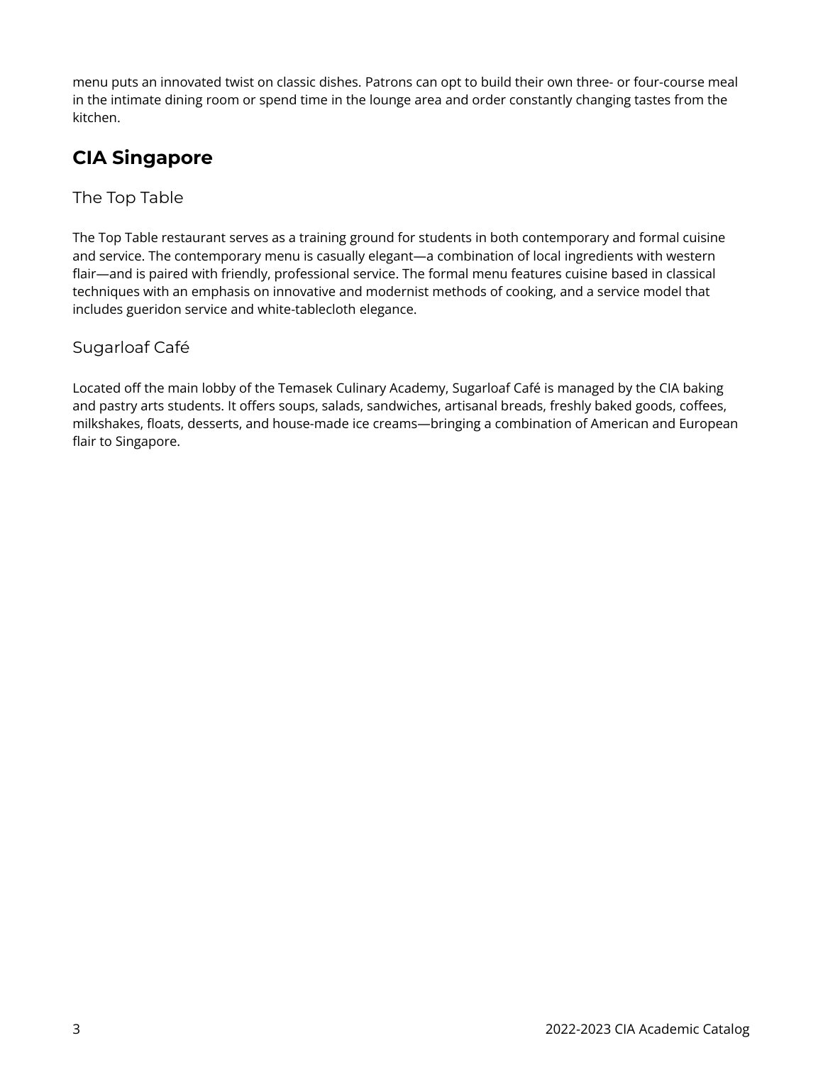menu puts an innovated twist on classic dishes. Patrons can opt to build their own three- or four-course meal in the intimate dining room or spend time in the lounge area and order constantly changing tastes from the kitchen.

## CIA Singapore

### The Top Table

The Top Table restaurant serves as a training ground for students in both contemporary and formal cuisine and service. The contemporary menu is casually elegant—a combination of local ingredients with western flair—and is paired with friendly, professional service. The formal menu features cuisine based in classical techniques with an emphasis on innovative and modernist methods of cooking, and a service model that includes gueridon service and white-tablecloth elegance.

### Sugarloaf Café

Located off the main lobby of the Temasek Culinary Academy, Sugarloaf Café is managed by the CIA baking and pastry arts students. It offers soups, salads, sandwiches, artisanal breads, freshly baked goods, coffees, milkshakes, floats, desserts, and house-made ice creams—bringing a combination of American and European flair to Singapore.